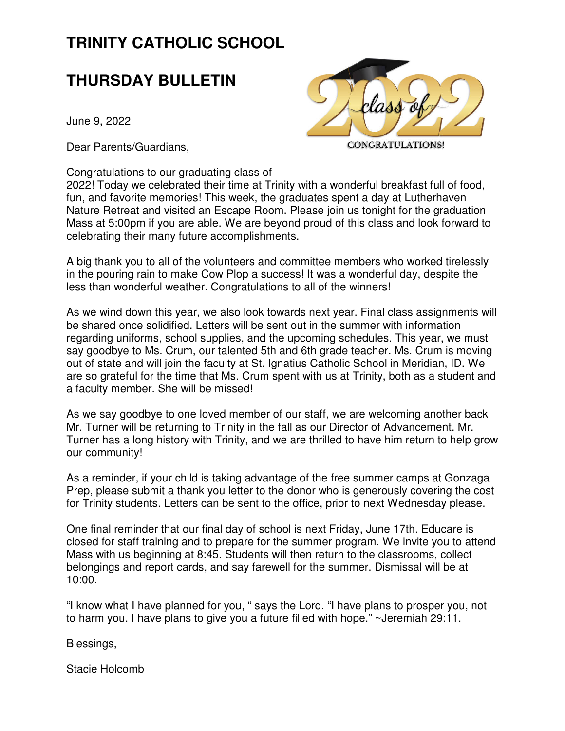# TRINITY CATHOLIC SCHOOL

# THURSDAY BULLETIN

June 9, 2022

Dear Parents/Guardians,

Congratulations to our graduating class of 2022! Today we celebrated their time at Trinity with a wonderful breakfast full of food, fun, and favorite memories! This week, the graduates spent a day at Lutherhaven Nature Retreat and visited an Escape Room. Please join us tonight for the graduation Mass at 5:00pm if you are able. We are beyond proud of this class and look forward to celebrating their many future accomplishments.

A big thank you to all of the volunteers and committee members who worked tirelessly in the pouring rain to make Cow Plop a success! It was a wonderful day, despite the less than wonderful weather. Congratulations to all of the winners!

As we wind down this year, we also look towards next year. Final class assignments will be shared once solidified. Letters will be sent out in the summer with information regarding uniforms, school supplies, and the upcoming schedules. This year, we must say goodbye to Ms. Crum, our talented 5th and 6th grade teacher. Ms. Crum is moving out of state and will join the faculty at St. Ignatius Catholic School in Meridian, ID. We are so grateful for the time that Ms. Crum spent with us at Trinity, both as a student and a faculty member. She will be missed!

As we say goodbye to one loved member of our staff, we are welcoming another back! Mr. Turner will be returning to Trinity in the fall as our Director of Advancement. Mr. Turner has a long history with Trinity, and we are thrilled to have him return to help grow our community!

As a reminder, if your child is taking advantage of the free summer camps at Gonzaga Prep, please submit a thank you letter to the donor who is generously covering the cost for Trinity students. Letters can be sent to the office, prior to next Wednesday please.

One final reminder that our final day of school is next Friday, June 17th. Educare is closed for staff training and to prepare for the summer program. We invite you to attend Mass with us beginning at 8:45. Students will then return to the classrooms, collect belongings and report cards, and say farewell for the summer. Dismissal will be at 10:00.

"I know what I have planned for you, " says the Lord. "I have plans to prosper you, not to harm you. I have plans to give you a future filled with hope." ~Jeremiah 29:11.

Blessings,

Stacie Holcomb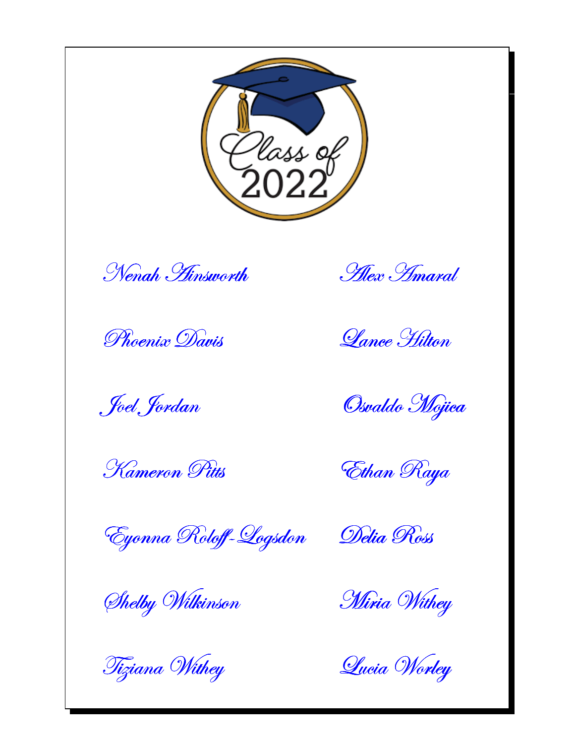Class of 2022

Nenah Ainsworth

Alex Amaral

Phoenix Davis

Lance Hilton

Joel Jordan

Osvaldo Mojica

Kameron Pitts

Ethan Raya

Eyonna Roloff-Logsdon

Delia Ross

Shelby Wilkinson

Miria Withey

Tiziana Withey

Lucia Worley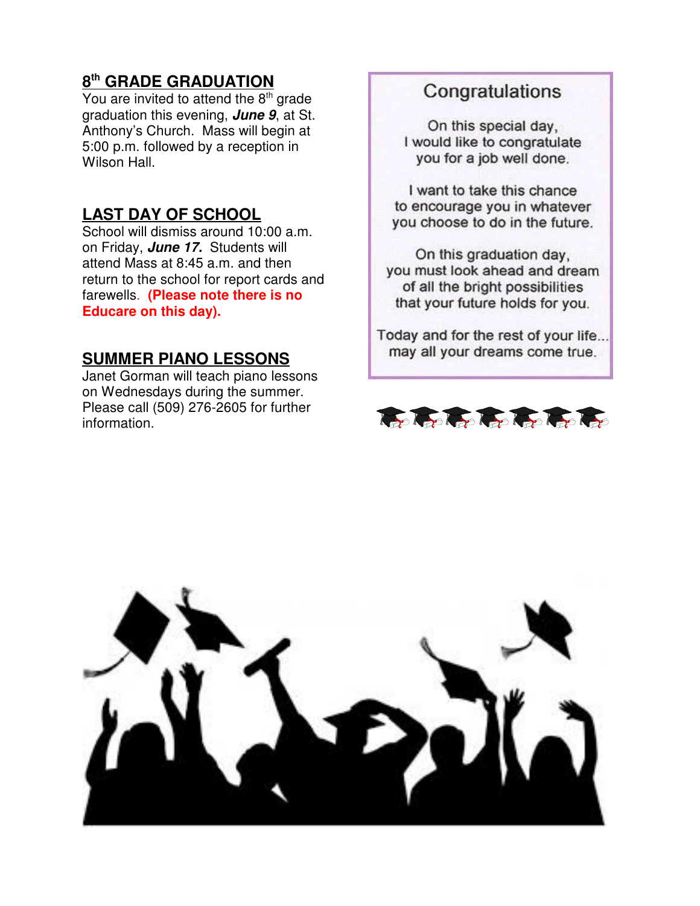## 8th GRADE GRADUATION

You are invited to attend the 8th grade graduation this evening, ***June 9***, at St. Anthony's Church. Mass will begin at 5:00 p.m. followed by a reception in Wilson Hall.

## LAST DAY OF SCHOOL

School will dismiss around 10:00 a.m. on Friday, ***June 17.*** Students will attend Mass at 8:45 a.m. and then return to the school for report cards and farewells. **(Please note there is no Educare on this day).**

## SUMMER PIANO LESSONS

Janet Gorman will teach piano lessons on Wednesdays during the summer. Please call (509) 276-2605 for further information.

Congratulations

On this special day,
I would like to congratulate
you for a job well done.

I want to take this chance
to encourage you in whatever
you choose to do in the future.

On this graduation day,
you must look ahead and dream
of all the bright possibilities
that your future holds for you.

Today and for the rest of your life...
may all your dreams come true.